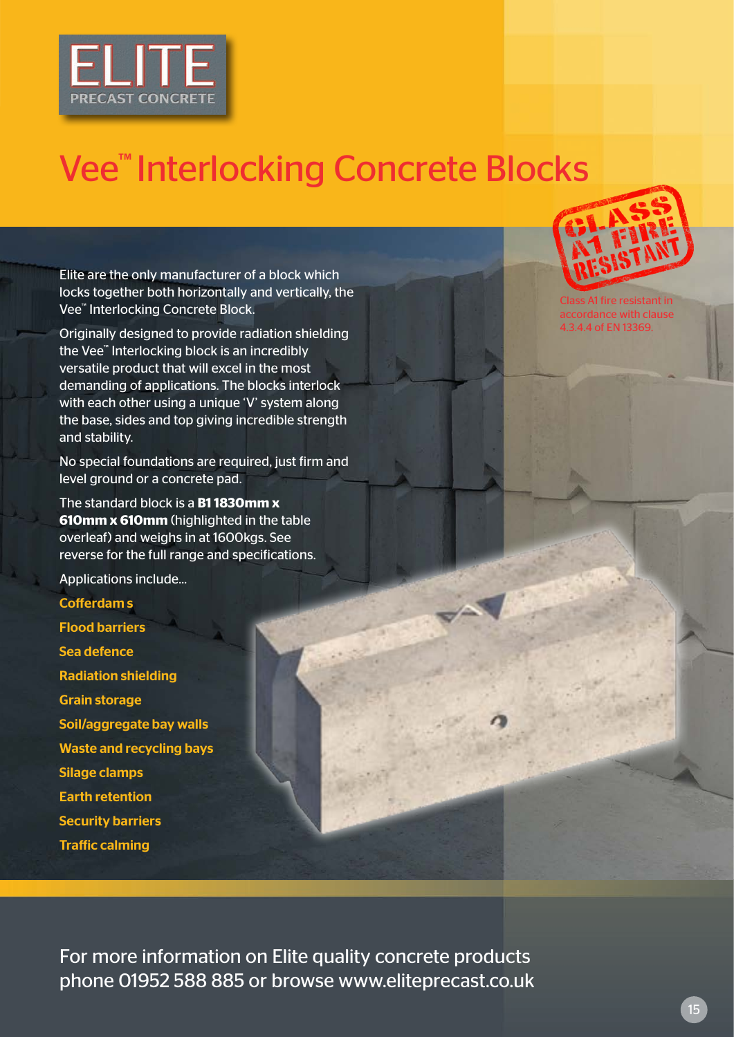# Vee™ Interlocking Concrete Blocks

**CLASS A1 FIRE RESISTANT**

Class A1 fire resistant in accordance with clause 4.3.4.4 of EN 13369.

Elite are the only manufacturer of a block which locks together both horizontally and vertically, the Vee™ Interlocking Concrete Block.

Originally designed to provide radiation shielding the Vee™ Interlocking block is an incredibly versatile product that will excel in the most demanding of applications. The blocks interlock with each other using a unique 'V' system along the base, sides and top giving incredible strength and stability.

No special foundations are required, just firm and level ground or a concrete pad.

The standard block is a **B1 1830mm x 610mm x 610mm** (highlighted in the table overleaf) and weighs in at 1600kgs. See reverse for the full range and specifications.

Applications include...

- **Cofferdam s**
- **Flood barriers**
- **Sea defence**
- **Radiation shielding**
- **Grain storage**
- **Soil/aggregate bay walls**
- **Waste and recycling bays**
- **Silage clamps**
- **Earth retention**
- **Security barriers**
- **Traffic calming**

For more information on Elite quality concrete products phone 01952 588 885 or browse www.eliteprecast.co.uk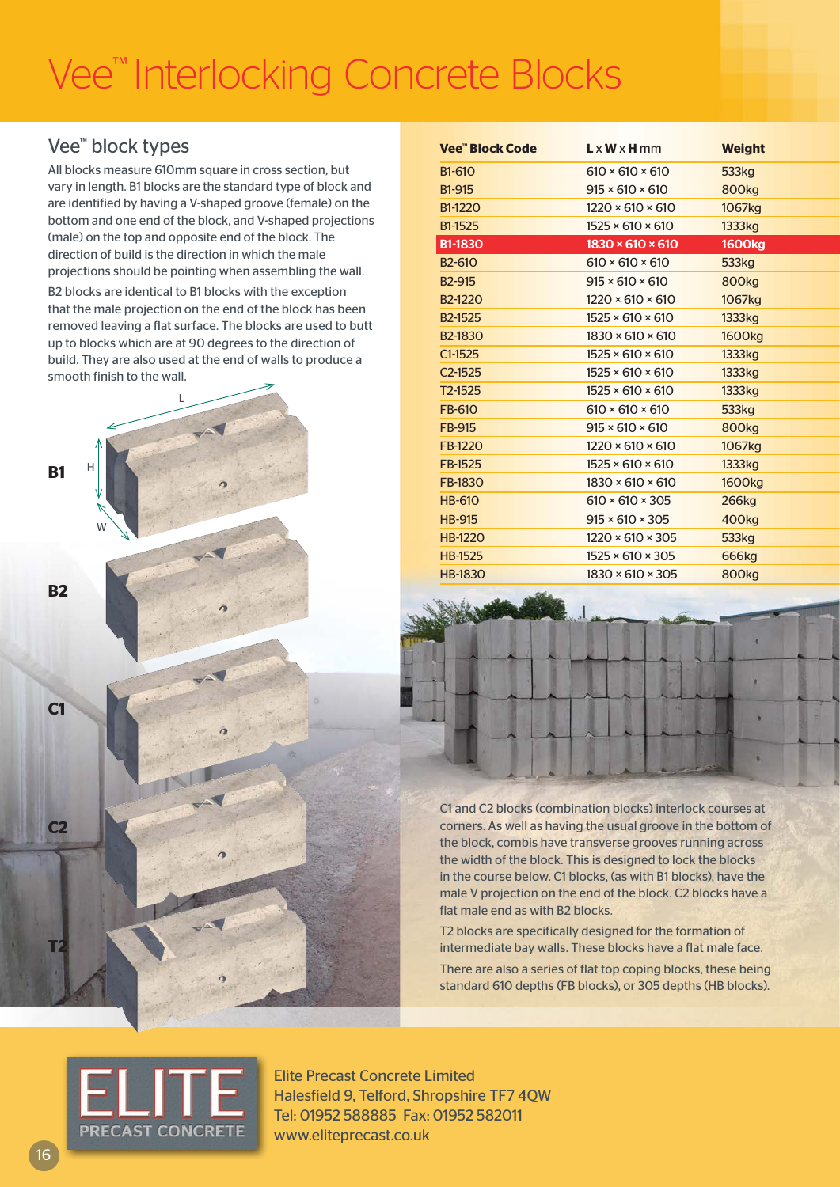# Vee™ Interlocking Concrete Blocks

## Vee™ block types

All blocks measure 610mm square in cross section, but vary in length. B1 blocks are the standard type of block and are identified by having a V-shaped groove (female) on the bottom and one end of the block, and V-shaped projections (male) on the top and opposite end of the block. The direction of build is the direction in which the male projections should be pointing when assembling the wall.

B2 blocks are identical to B1 blocks with the exception that the male projection on the end of the block has been removed leaving a flat surface. The blocks are used to butt up to blocks which are at 90 degrees to the direction of build. They are also used at the end of walls to produce a smooth finish to the wall.

B1

L

H

W

B2

C1

C2

T2

| Vee™ Block Code | L x W x H mm | Weight |
|---|---|---|
| B1-610 | 610 × 610 × 610 | 533kg |
| B1-915 | 915 × 610 × 610 | 800kg |
| B1-1220 | 1220 × 610 × 610 | 1067kg |
| B1-1525 | 1525 × 610 × 610 | 1333kg |
| **B1-1830** | **1830 × 610 × 610** | **1600kg** |
| B2-610 | 610 × 610 × 610 | 533kg |
| B2-915 | 915 × 610 × 610 | 800kg |
| B2-1220 | 1220 × 610 × 610 | 1067kg |
| B2-1525 | 1525 × 610 × 610 | 1333kg |
| B2-1830 | 1830 × 610 × 610 | 1600kg |
| C1-1525 | 1525 × 610 × 610 | 1333kg |
| C2-1525 | 1525 × 610 × 610 | 1333kg |
| T2-1525 | 1525 × 610 × 610 | 1333kg |
| FB-610 | 610 × 610 × 610 | 533kg |
| FB-915 | 915 × 610 × 610 | 800kg |
| FB-1220 | 1220 × 610 × 610 | 1067kg |
| FB-1525 | 1525 × 610 × 610 | 1333kg |
| FB-1830 | 1830 × 610 × 610 | 1600kg |
| HB-610 | 610 × 610 × 305 | 266kg |
| HB-915 | 915 × 610 × 305 | 400kg |
| HB-1220 | 1220 × 610 × 305 | 533kg |
| HB-1525 | 1525 × 610 × 305 | 666kg |
| HB-1830 | 1830 × 610 × 305 | 800kg |

C1 and C2 blocks (combination blocks) interlock courses at corners. As well as having the usual groove in the bottom of the block, combis have transverse grooves running across the width of the block. This is designed to lock the blocks in the course below. C1 blocks, (as with B1 blocks), have the male V projection on the end of the block. C2 blocks have a flat male end as with B2 blocks.

T2 blocks are specifically designed for the formation of intermediate bay walls. These blocks have a flat male face.

There are also a series of flat top coping blocks, these being standard 610 depths (FB blocks), or 305 depths (HB blocks).

ELITE PRECAST CONCRETE

Elite Precast Concrete Limited
Halesfield 9, Telford, Shropshire TF7 4QW
Tel: 01952 588885 Fax: 01952 582011
www.eliteprecast.co.uk